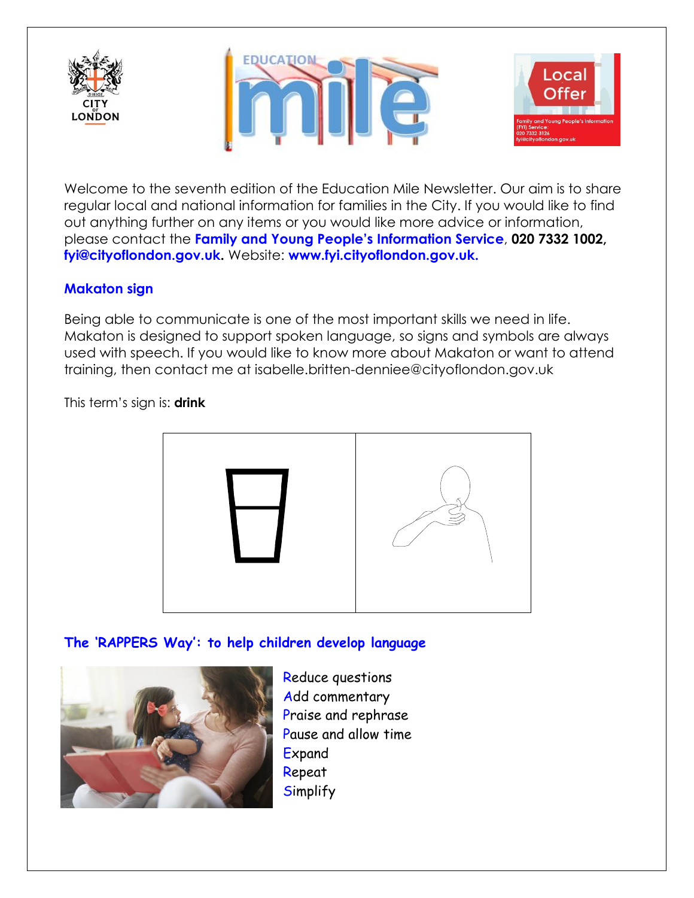Welcome to the seventh edition of the Education Mile Newsletter. Our aim is to share regular local and national information for families in the City. If you would like to find out anything further on any items or you would like more advice or information, please contact the **Family and Young People's Information Service**, **020 7332 1002**, **fyi@cityoflondon.gov.uk.** Website: **www.fyi.cityoflondon.gov.uk.**

## Makaton sign

Being able to communicate is one of the most important skills we need in life. Makaton is designed to support spoken language, so signs and symbols are always used with speech. If you would like to know more about Makaton or want to attend training, then contact me at isabelle.britten-denniee@cityoflondon.gov.uk

This term's sign is: **drink**

## The 'RAPPERS Way': to help children develop language

- **R**educe questions
- **A**dd commentary
- **P**raise and rephrase
- **P**ause and allow time
- **E**xpand
- **R**epeat
- **S**implify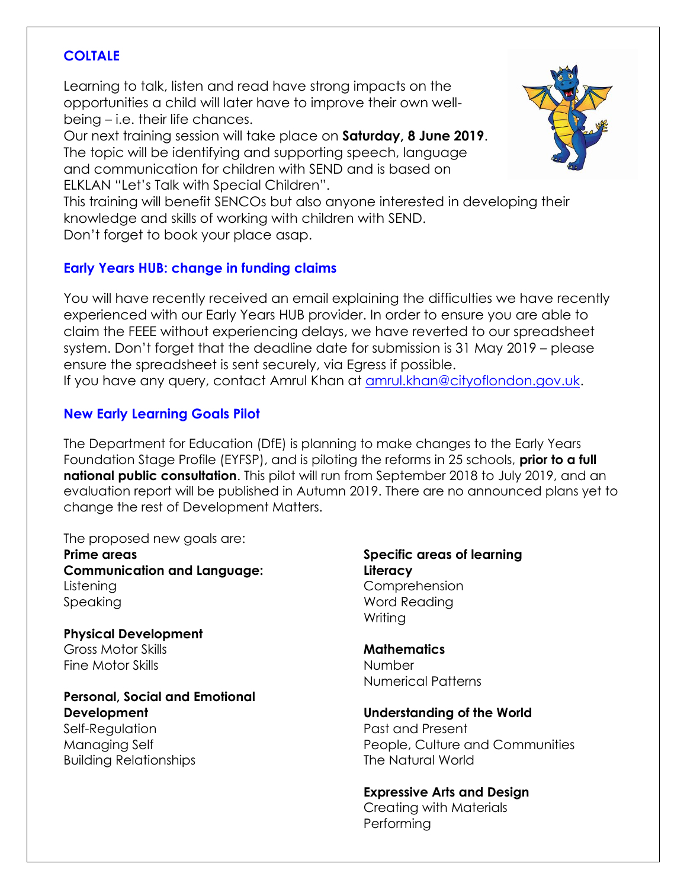## COLTALE

Learning to talk, listen and read have strong impacts on the opportunities a child will later have to improve their own well-being – i.e. their life chances.
Our next training session will take place on **Saturday, 8 June 2019**. The topic will be identifying and supporting speech, language and communication for children with SEND and is based on ELKLAN "Let's Talk with Special Children".
This training will benefit SENCOs but also anyone interested in developing their knowledge and skills of working with children with SEND.
Don't forget to book your place asap.

## Early Years HUB: change in funding claims

You will have recently received an email explaining the difficulties we have recently experienced with our Early Years HUB provider. In order to ensure you are able to claim the FEEE without experiencing delays, we have reverted to our spreadsheet system. Don't forget that the deadline date for submission is 31 May 2019 – please ensure the spreadsheet is sent securely, via Egress if possible.
If you have any query, contact Amrul Khan at amrul.khan@cityoflondon.gov.uk.

## New Early Learning Goals Pilot

The Department for Education (DfE) is planning to make changes to the Early Years Foundation Stage Profile (EYFSP), and is piloting the reforms in 25 schools, **prior to a full national public consultation**. This pilot will run from September 2018 to July 2019, and an evaluation report will be published in Autumn 2019. There are no announced plans yet to change the rest of Development Matters.

The proposed new goals are:

**Prime areas**

**Communication and Language:**
Listening
Speaking

**Physical Development**
Gross Motor Skills
Fine Motor Skills

**Personal, Social and Emotional Development**
Self-Regulation
Managing Self
Building Relationships

**Specific areas of learning**

**Literacy**
Comprehension
Word Reading
Writing

**Mathematics**
Number
Numerical Patterns

**Understanding of the World**
Past and Present
People, Culture and Communities
The Natural World

**Expressive Arts and Design**
Creating with Materials
Performing